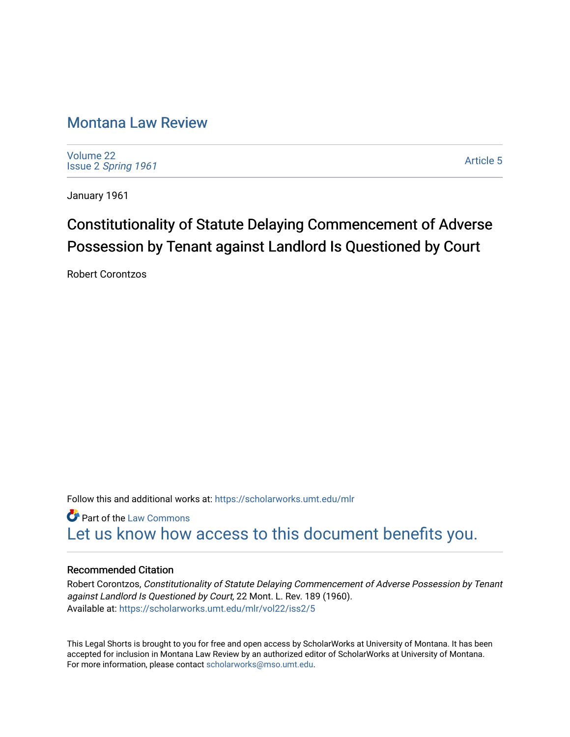# Montana Law Review

Volume 22
Issue 2 *Spring 1961*

Article 5

January 1961

## Constitutionality of Statute Delaying Commencement of Adverse Possession by Tenant against Landlord Is Questioned by Court

Robert Corontzos

Follow this and additional works at: https://scholarworks.umt.edu/mlr

Part of the Law Commons

Let us know how access to this document benefits you.

### Recommended Citation

Robert Corontzos, *Constitutionality of Statute Delaying Commencement of Adverse Possession by Tenant against Landlord Is Questioned by Court,* 22 Mont. L. Rev. 189 (1960).
Available at: https://scholarworks.umt.edu/mlr/vol22/iss2/5

This Legal Shorts is brought to you for free and open access by ScholarWorks at University of Montana. It has been accepted for inclusion in Montana Law Review by an authorized editor of ScholarWorks at University of Montana. For more information, please contact scholarworks@mso.umt.edu.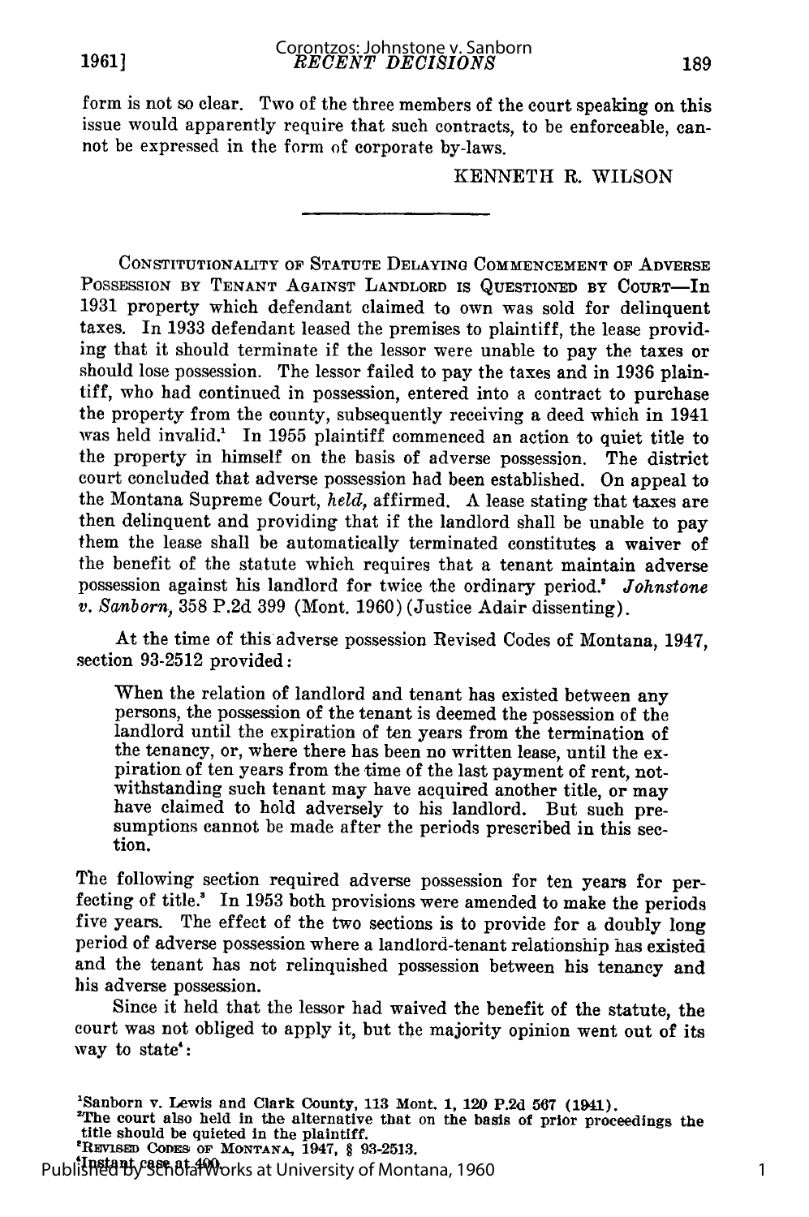form is not so clear. Two of the three members of the court speaking on this issue would apparently require that such contracts, to be enforceable, cannot be expressed in the form of corporate by-laws.

KENNETH R. WILSON

CONSTITUTIONALITY OF STATUTE DELAYING COMMENCEMENT OF ADVERSE POSSESSION BY TENANT AGAINST LANDLORD IS QUESTIONED BY COURT—In 1931 property which defendant claimed to own was sold for delinquent taxes. In 1933 defendant leased the premises to plaintiff, the lease providing that it should terminate if the lessor were unable to pay the taxes or should lose possession. The lessor failed to pay the taxes and in 1936 plaintiff, who had continued in possession, entered into a contract to purchase the property from the county, subsequently receiving a deed which in 1941 was held invalid.[1] In 1955 plaintiff commenced an action to quiet title to the property in himself on the basis of adverse possession. The district court concluded that adverse possession had been established. On appeal to the Montana Supreme Court, *held*, affirmed. A lease stating that taxes are then delinquent and providing that if the landlord shall be unable to pay them the lease shall be automatically terminated constitutes a waiver of the benefit of the statute which requires that a tenant maintain adverse possession against his landlord for twice the ordinary period.[2] *Johnstone v. Sanborn*, 358 P.2d 399 (Mont. 1960) (Justice Adair dissenting).

At the time of this adverse possession Revised Codes of Montana, 1947, section 93-2512 provided:

> When the relation of landlord and tenant has existed between any persons, the possession of the tenant is deemed the possession of the landlord until the expiration of ten years from the termination of the tenancy, or, where there has been no written lease, until the expiration of ten years from the time of the last payment of rent, notwithstanding such tenant may have acquired another title, or may have claimed to hold adversely to his landlord. But such presumptions cannot be made after the periods prescribed in this section.

The following section required adverse possession for ten years for perfecting of title.[3] In 1953 both provisions were amended to make the periods five years. The effect of the two sections is to provide for a doubly long period of adverse possession where a landlord-tenant relationship has existed and the tenant has not relinquished possession between his tenancy and his adverse possession.

Since it held that the lessor had waived the benefit of the statute, the court was not obliged to apply it, but the majority opinion went out of its way to state[4]:

[1] Sanborn v. Lewis and Clark County, 113 Mont. 1, 120 P.2d 567 (1941).

[2] The court also held in the alternative that on the basis of prior proceedings the title should be quieted in the plaintiff.

[3] REVISED CODES OF MONTANA, 1947, § 93-2513.

[4] Instant case at 400.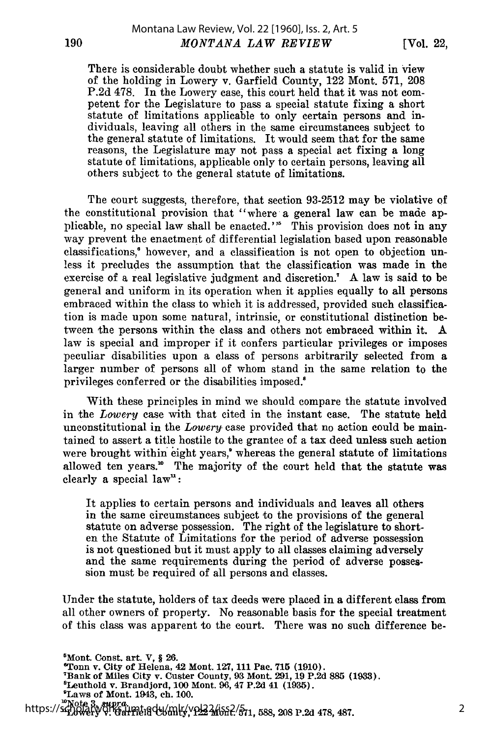There is considerable doubt whether such a statute is valid in view of the holding in Lowery v. Garfield County, 122 Mont. 571, 208 P.2d 478. In the Lowery case, this court held that it was not competent for the Legislature to pass a special statute fixing a short statute of limitations applicable to only certain persons and individuals, leaving all others in the same circumstances subject to the general statute of limitations. It would seem that for the same reasons, the Legislature may not pass a special act fixing a long statute of limitations, applicable only to certain persons, leaving all others subject to the general statute of limitations.

The court suggests, therefore, that section 93-2512 may be violative of the constitutional provision that "where a general law can be made applicable, no special law shall be enacted."[5] This provision does not in any way prevent the enactment of differential legislation based upon reasonable classifications,[6] however, and a classification is not open to objection unless it precludes the assumption that the classification was made in the exercise of a real legislative judgment and discretion.[7] A law is said to be general and uniform in its operation when it applies equally to all persons embraced within the class to which it is addressed, provided such classification is made upon some natural, intrinsic, or constitutional distinction between the persons within the class and others not embraced within it. A law is special and improper if it confers particular privileges or imposes peculiar disabilities upon a class of persons arbitrarily selected from a larger number of persons all of whom stand in the same relation to the privileges conferred or the disabilities imposed.[8]

With these principles in mind we should compare the statute involved in the *Lowery* case with that cited in the instant case. The statute held unconstitutional in the *Lowery* case provided that no action could be maintained to assert a title hostile to the grantee of a tax deed unless such action were brought within eight years,[9] whereas the general statute of limitations allowed ten years.[10] The majority of the court held that the statute was clearly a special law[11]:

> It applies to certain persons and individuals and leaves all others in the same circumstances subject to the provisions of the general statute on adverse possession. The right of the legislature to shorten the Statute of Limitations for the period of adverse possession is not questioned but it must apply to all classes claiming adversely and the same requirements during the period of adverse possession must be required of all persons and classes.

Under the statute, holders of tax deeds were placed in a different class from all other owners of property. No reasonable basis for the special treatment of this class was apparent to the court. There was no such difference be-

[5]Mont. Const. art. V, § 26.
[6]Tonn v. City of Helena, 42 Mont. 127, 111 Pac. 715 (1910).
[7]Bank of Miles City v. Custer County, 93 Mont. 291, 19 P.2d 885 (1933).
[8]Leuthold v. Brandjord, 100 Mont. 96, 47 P.2d 41 (1935).
[9]Laws of Mont. 1943, ch. 100.
[10]Note 3, *supra*.
[11]Lowery v. Garfield County, 122 Mont. 571, 588, 208 P.2d 478, 487.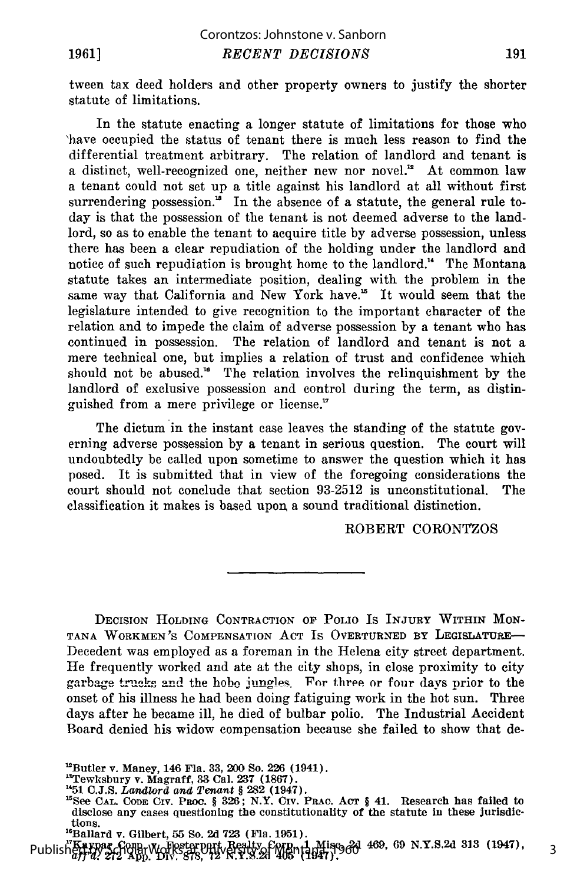tween tax deed holders and other property owners to justify the shorter statute of limitations.

In the statute enacting a longer statute of limitations for those who have occupied the status of tenant there is much less reason to find the differential treatment arbitrary. The relation of landlord and tenant is a distinct, well-recognized one, neither new nor novel.[12] At common law a tenant could not set up a title against his landlord at all without first surrendering possession.[13] In the absence of a statute, the general rule today is that the possession of the tenant is not deemed adverse to the landlord, so as to enable the tenant to acquire title by adverse possession, unless there has been a clear repudiation of the holding under the landlord and notice of such repudiation is brought home to the landlord.[14] The Montana statute takes an intermediate position, dealing with the problem in the same way that California and New York have.[15] It would seem that the legislature intended to give recognition to the important character of the relation and to impede the claim of adverse possession by a tenant who has continued in possession. The relation of landlord and tenant is not a mere technical one, but implies a relation of trust and confidence which should not be abused.[16] The relation involves the relinquishment by the landlord of exclusive possession and control during the term, as distinguished from a mere privilege or license.[17]

The dictum in the instant case leaves the standing of the statute governing adverse possession by a tenant in serious question. The court will undoubtedly be called upon sometime to answer the question which it has posed. It is submitted that in view of the foregoing considerations the court should not conclude that section 93-2512 is unconstitutional. The classification it makes is based upon a sound traditional distinction.

ROBERT CORONTZOS

---

DECISION HOLDING CONTRACTION OF POLIO IS INJURY WITHIN MONTANA WORKMEN'S COMPENSATION ACT IS OVERTURNED BY LEGISLATURE—Decedent was employed as a foreman in the Helena city street department. He frequently worked and ate at the city shops, in close proximity to city garbage trucks and the hobo jungles. For three or four days prior to the onset of his illness he had been doing fatiguing work in the hot sun. Three days after he became ill, he died of bulbar polio. The Industrial Accident Board denied his widow compensation because she failed to show that de-

---

[12]Butler v. Maney, 146 Fla. 33, 200 So. 226 (1941).

[13]Tewksbury v. Magraff, 33 Cal. 237 (1867).

[14]51 C.J.S. *Landlord and Tenant* § 282 (1947).

[15]See CAL. CODE CIV. PROC. § 326; N.Y. CIV. PRAC. ACT § 41. Research has failed to disclose any cases questioning the constitutionality of the statute in these jurisdictions.

[16]Ballard v. Gilbert, 55 So. 2d 723 (Fla. 1951).

[17]Karpas Corp. v. Fosterport Realty Corp., 1 Misc. 2d 469, 69 N.Y.S.2d 313 (1947), *aff'd.* 272 App. Div. 878, 72 N.Y.S.2d 405 (1947).